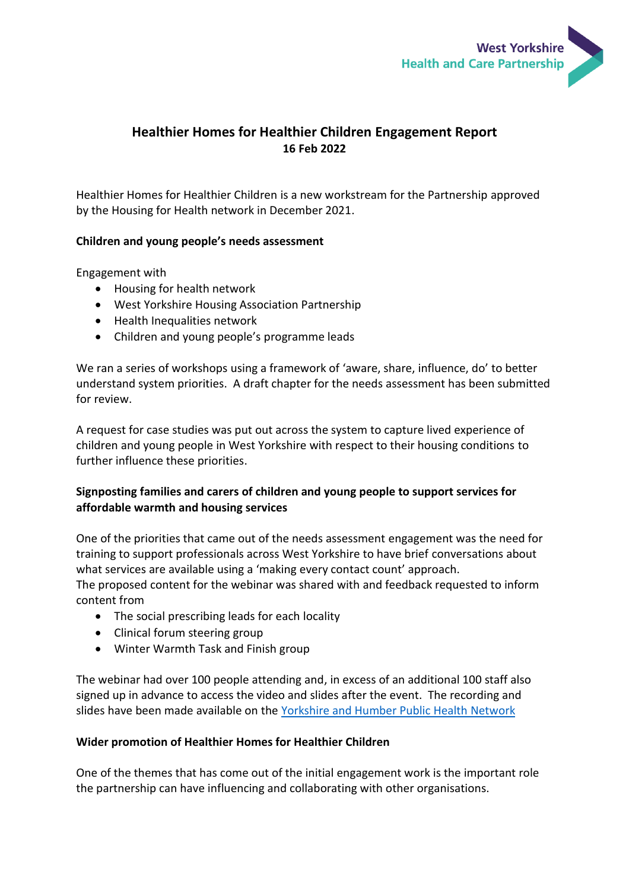# Healthier Homes for Healthier Children Engagement Report

**16 Feb 2022**

Healthier Homes for Healthier Children is a new workstream for the Partnership approved by the Housing for Health network in December 2021.

**Children and young people's needs assessment**

Engagement with

- Housing for health network
- West Yorkshire Housing Association Partnership
- Health Inequalities network
- Children and young people's programme leads

We ran a series of workshops using a framework of 'aware, share, influence, do' to better understand system priorities. A draft chapter for the needs assessment has been submitted for review.

A request for case studies was put out across the system to capture lived experience of children and young people in West Yorkshire with respect to their housing conditions to further influence these priorities.

**Signposting families and carers of children and young people to support services for affordable warmth and housing services**

One of the priorities that came out of the needs assessment engagement was the need for training to support professionals across West Yorkshire to have brief conversations about what services are available using a 'making every contact count' approach.
The proposed content for the webinar was shared with and feedback requested to inform content from

- The social prescribing leads for each locality
- Clinical forum steering group
- Winter Warmth Task and Finish group

The webinar had over 100 people attending and, in excess of an additional 100 staff also signed up in advance to access the video and slides after the event. The recording and slides have been made available on the Yorkshire and Humber Public Health Network

**Wider promotion of Healthier Homes for Healthier Children**

One of the themes that has come out of the initial engagement work is the important role the partnership can have influencing and collaborating with other organisations.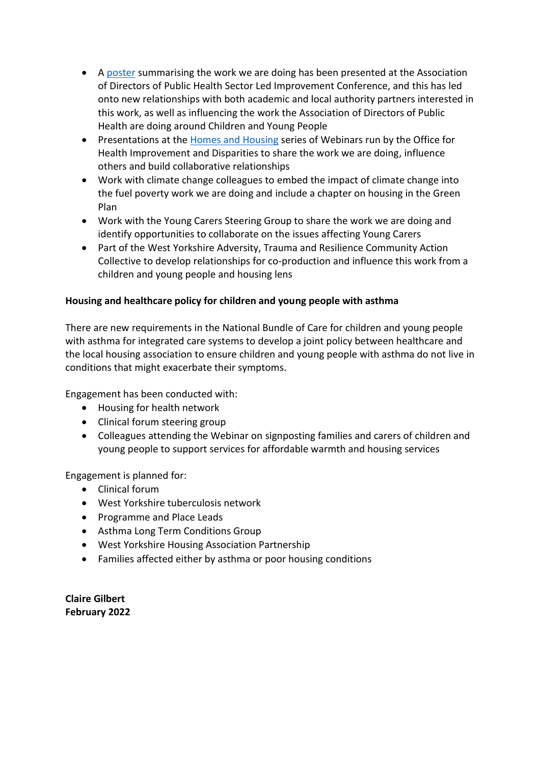- A [poster](poster) summarising the work we are doing has been presented at the Association of Directors of Public Health Sector Led Improvement Conference, and this has led onto new relationships with both academic and local authority partners interested in this work, as well as influencing the work the Association of Directors of Public Health are doing around Children and Young People
- Presentations at the [Homes and Housing](Homes and Housing) series of Webinars run by the Office for Health Improvement and Disparities to share the work we are doing, influence others and build collaborative relationships
- Work with climate change colleagues to embed the impact of climate change into the fuel poverty work we are doing and include a chapter on housing in the Green Plan
- Work with the Young Carers Steering Group to share the work we are doing and identify opportunities to collaborate on the issues affecting Young Carers
- Part of the West Yorkshire Adversity, Trauma and Resilience Community Action Collective to develop relationships for co-production and influence this work from a children and young people and housing lens

**Housing and healthcare policy for children and young people with asthma**

There are new requirements in the National Bundle of Care for children and young people with asthma for integrated care systems to develop a joint policy between healthcare and the local housing association to ensure children and young people with asthma do not live in conditions that might exacerbate their symptoms.

Engagement has been conducted with:

- Housing for health network
- Clinical forum steering group
- Colleagues attending the Webinar on signposting families and carers of children and young people to support services for affordable warmth and housing services

Engagement is planned for:

- Clinical forum
- West Yorkshire tuberculosis network
- Programme and Place Leads
- Asthma Long Term Conditions Group
- West Yorkshire Housing Association Partnership
- Families affected either by asthma or poor housing conditions

**Claire Gilbert**
**February 2022**